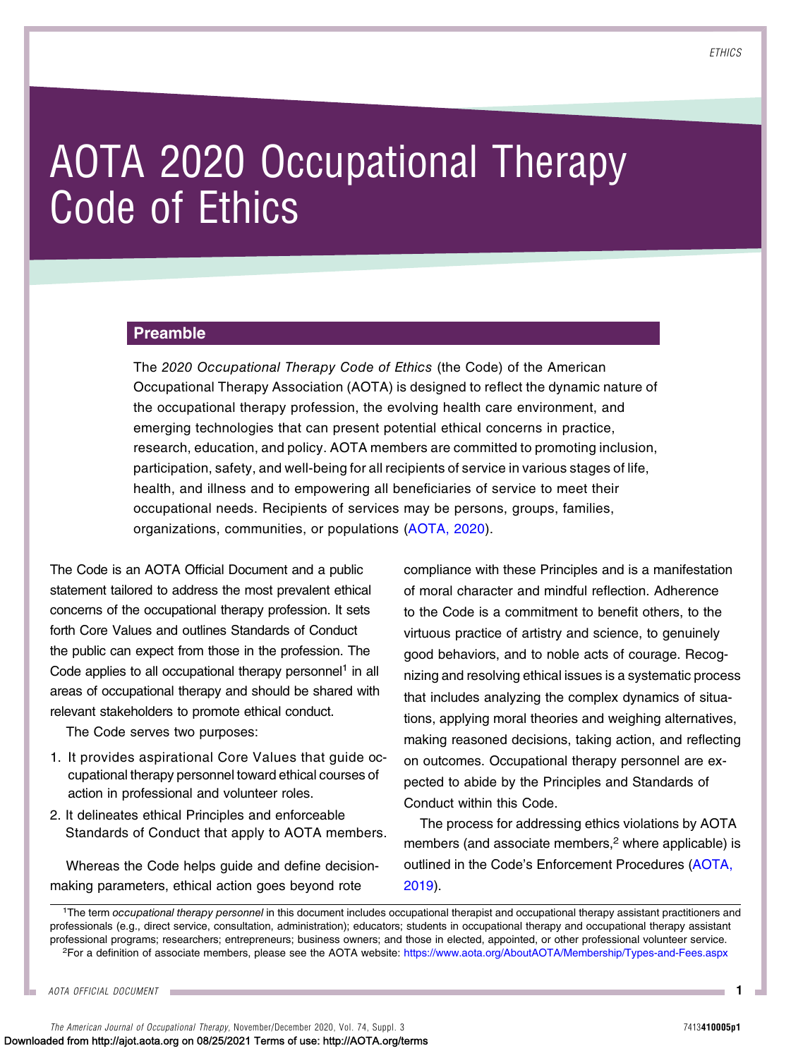# AOTA 2020 Occupational Therapy Code of Ethics

## Preamble

The *2020 Occupational Therapy Code of Ethics* (the Code) of the American Occupational Therapy Association (AOTA) is designed to reflect the dynamic nature of the occupational therapy profession, the evolving health care environment, and emerging technologies that can present potential ethical concerns in practice, research, education, and policy. AOTA members are committed to promoting inclusion, participation, safety, and well-being for all recipients of service in various stages of life, health, and illness and to empowering all beneficiaries of service to meet their occupational needs. Recipients of services may be persons, groups, families, organizations, communities, or populations (AOTA, 2020).

The Code is an AOTA Official Document and a public statement tailored to address the most prevalent ethical concerns of the occupational therapy profession. It sets forth Core Values and outlines Standards of Conduct the public can expect from those in the profession. The Code applies to all occupational therapy personnel[1] in all areas of occupational therapy and should be shared with relevant stakeholders to promote ethical conduct.

The Code serves two purposes:

1. It provides aspirational Core Values that guide occupational therapy personnel toward ethical courses of action in professional and volunteer roles.
2. It delineates ethical Principles and enforceable Standards of Conduct that apply to AOTA members.

Whereas the Code helps guide and define decision-making parameters, ethical action goes beyond rote compliance with these Principles and is a manifestation of moral character and mindful reflection. Adherence to the Code is a commitment to benefit others, to the virtuous practice of artistry and science, to genuinely good behaviors, and to noble acts of courage. Recognizing and resolving ethical issues is a systematic process that includes analyzing the complex dynamics of situations, applying moral theories and weighing alternatives, making reasoned decisions, taking action, and reflecting on outcomes. Occupational therapy personnel are expected to abide by the Principles and Standards of Conduct within this Code.

The process for addressing ethics violations by AOTA members (and associate members,[2] where applicable) is outlined in the Code's Enforcement Procedures (AOTA, 2019).

[1]The term *occupational therapy personnel* in this document includes occupational therapist and occupational therapy assistant practitioners and professionals (e.g., direct service, consultation, administration); educators; students in occupational therapy and occupational therapy assistant professional programs; researchers; entrepreneurs; business owners; and those in elected, appointed, or other professional volunteer service.

[2]For a definition of associate members, please see the AOTA website: https://www.aota.org/AboutAOTA/Membership/Types-and-Fees.aspx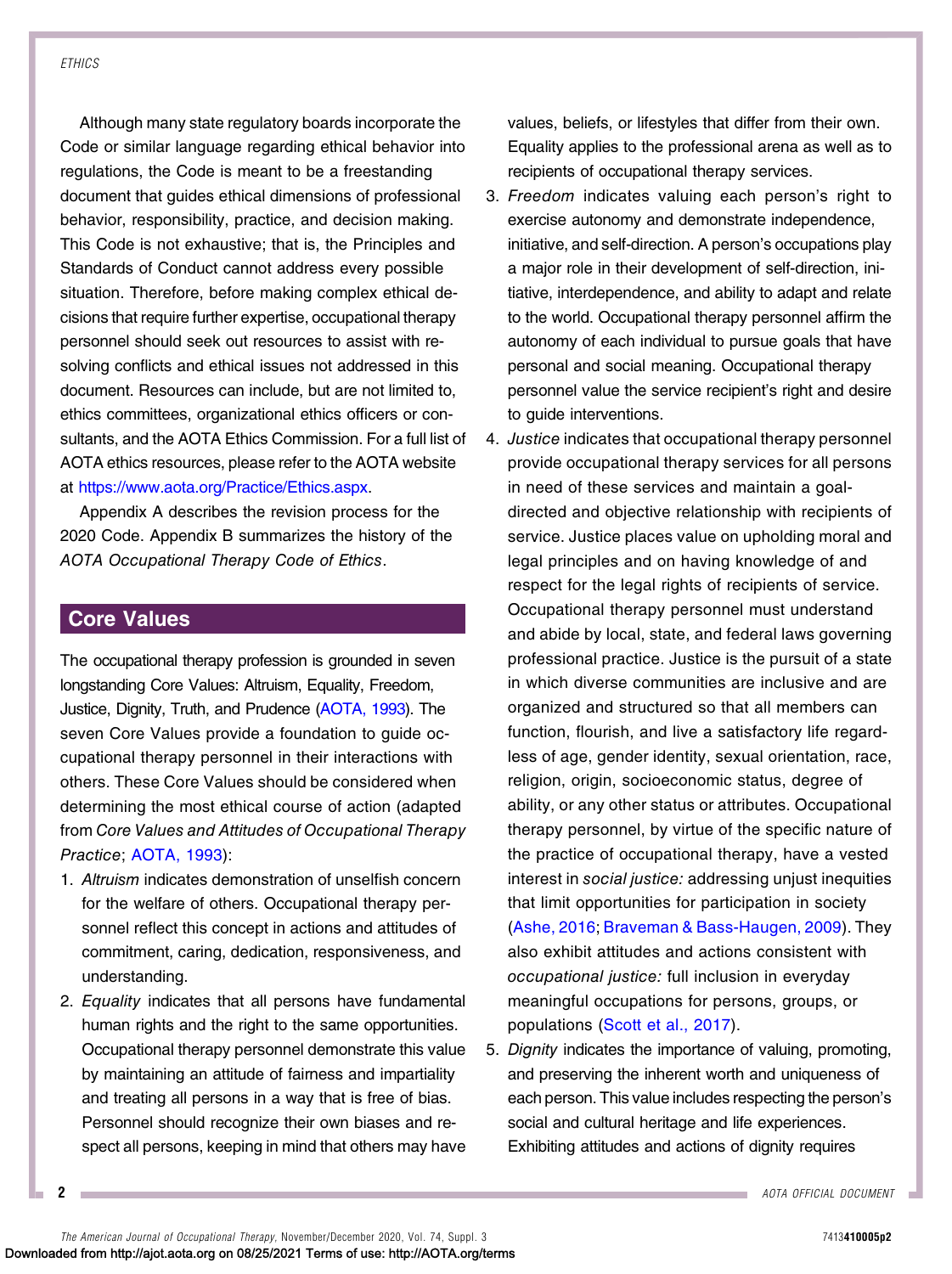Although many state regulatory boards incorporate the Code or similar language regarding ethical behavior into regulations, the Code is meant to be a freestanding document that guides ethical dimensions of professional behavior, responsibility, practice, and decision making. This Code is not exhaustive; that is, the Principles and Standards of Conduct cannot address every possible situation. Therefore, before making complex ethical decisions that require further expertise, occupational therapy personnel should seek out resources to assist with resolving conflicts and ethical issues not addressed in this document. Resources can include, but are not limited to, ethics committees, organizational ethics officers or consultants, and the AOTA Ethics Commission. For a full list of AOTA ethics resources, please refer to the AOTA website at https://www.aota.org/Practice/Ethics.aspx.

Appendix A describes the revision process for the 2020 Code. Appendix B summarizes the history of the *AOTA Occupational Therapy Code of Ethics*.

## Core Values

The occupational therapy profession is grounded in seven longstanding Core Values: Altruism, Equality, Freedom, Justice, Dignity, Truth, and Prudence (AOTA, 1993). The seven Core Values provide a foundation to guide occupational therapy personnel in their interactions with others. These Core Values should be considered when determining the most ethical course of action (adapted from *Core Values and Attitudes of Occupational Therapy Practice*; AOTA, 1993):

1. *Altruism* indicates demonstration of unselfish concern for the welfare of others. Occupational therapy personnel reflect this concept in actions and attitudes of commitment, caring, dedication, responsiveness, and understanding.
2. *Equality* indicates that all persons have fundamental human rights and the right to the same opportunities. Occupational therapy personnel demonstrate this value by maintaining an attitude of fairness and impartiality and treating all persons in a way that is free of bias. Personnel should recognize their own biases and respect all persons, keeping in mind that others may have values, beliefs, or lifestyles that differ from their own. Equality applies to the professional arena as well as to recipients of occupational therapy services.
3. *Freedom* indicates valuing each person's right to exercise autonomy and demonstrate independence, initiative, and self-direction. A person's occupations play a major role in their development of self-direction, initiative, interdependence, and ability to adapt and relate to the world. Occupational therapy personnel affirm the autonomy of each individual to pursue goals that have personal and social meaning. Occupational therapy personnel value the service recipient's right and desire to guide interventions.
4. *Justice* indicates that occupational therapy personnel provide occupational therapy services for all persons in need of these services and maintain a goal-directed and objective relationship with recipients of service. Justice places value on upholding moral and legal principles and on having knowledge of and respect for the legal rights of recipients of service. Occupational therapy personnel must understand and abide by local, state, and federal laws governing professional practice. Justice is the pursuit of a state in which diverse communities are inclusive and are organized and structured so that all members can function, flourish, and live a satisfactory life regardless of age, gender identity, sexual orientation, race, religion, origin, socioeconomic status, degree of ability, or any other status or attributes. Occupational therapy personnel, by virtue of the specific nature of the practice of occupational therapy, have a vested interest in *social justice:* addressing unjust inequities that limit opportunities for participation in society (Ashe, 2016; Braveman & Bass-Haugen, 2009). They also exhibit attitudes and actions consistent with *occupational justice:* full inclusion in everyday meaningful occupations for persons, groups, or populations (Scott et al., 2017).
5. *Dignity* indicates the importance of valuing, promoting, and preserving the inherent worth and uniqueness of each person. This value includes respecting the person's social and cultural heritage and life experiences. Exhibiting attitudes and actions of dignity requires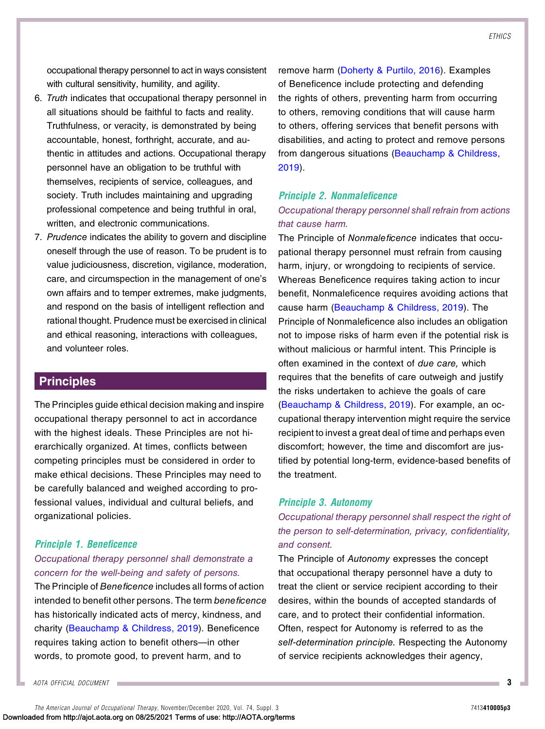occupational therapy personnel to act in ways consistent with cultural sensitivity, humility, and agility.

6. *Truth* indicates that occupational therapy personnel in all situations should be faithful to facts and reality. Truthfulness, or veracity, is demonstrated by being accountable, honest, forthright, accurate, and authentic in attitudes and actions. Occupational therapy personnel have an obligation to be truthful with themselves, recipients of service, colleagues, and society. Truth includes maintaining and upgrading professional competence and being truthful in oral, written, and electronic communications.
7. *Prudence* indicates the ability to govern and discipline oneself through the use of reason. To be prudent is to value judiciousness, discretion, vigilance, moderation, care, and circumspection in the management of one's own affairs and to temper extremes, make judgments, and respond on the basis of intelligent reflection and rational thought. Prudence must be exercised in clinical and ethical reasoning, interactions with colleagues, and volunteer roles.

## Principles

The Principles guide ethical decision making and inspire occupational therapy personnel to act in accordance with the highest ideals. These Principles are not hierarchically organized. At times, conflicts between competing principles must be considered in order to make ethical decisions. These Principles may need to be carefully balanced and weighed according to professional values, individual and cultural beliefs, and organizational policies.

### Principle 1. Beneficence

*Occupational therapy personnel shall demonstrate a concern for the well-being and safety of persons.*

The Principle of *Beneficence* includes all forms of action intended to benefit other persons. The term *beneficence* has historically indicated acts of mercy, kindness, and charity (Beauchamp & Childress, 2019). Beneficence requires taking action to benefit others—in other words, to promote good, to prevent harm, and to remove harm (Doherty & Purtilo, 2016). Examples of Beneficence include protecting and defending the rights of others, preventing harm from occurring to others, removing conditions that will cause harm to others, offering services that benefit persons with disabilities, and acting to protect and remove persons from dangerous situations (Beauchamp & Childress, 2019).

### Principle 2. Nonmaleficence

*Occupational therapy personnel shall refrain from actions that cause harm.*

The Principle of *Nonmaleficence* indicates that occupational therapy personnel must refrain from causing harm, injury, or wrongdoing to recipients of service. Whereas Beneficence requires taking action to incur benefit, Nonmaleficence requires avoiding actions that cause harm (Beauchamp & Childress, 2019). The Principle of Nonmaleficence also includes an obligation not to impose risks of harm even if the potential risk is without malicious or harmful intent. This Principle is often examined in the context of *due care,* which requires that the benefits of care outweigh and justify the risks undertaken to achieve the goals of care (Beauchamp & Childress, 2019). For example, an occupational therapy intervention might require the service recipient to invest a great deal of time and perhaps even discomfort; however, the time and discomfort are justified by potential long-term, evidence-based benefits of the treatment.

### Principle 3. Autonomy

*Occupational therapy personnel shall respect the right of the person to self-determination, privacy, confidentiality, and consent.*

The Principle of *Autonomy* expresses the concept that occupational therapy personnel have a duty to treat the client or service recipient according to their desires, within the bounds of accepted standards of care, and to protect their confidential information. Often, respect for Autonomy is referred to as the *self-determination principle.* Respecting the Autonomy of service recipients acknowledges their agency,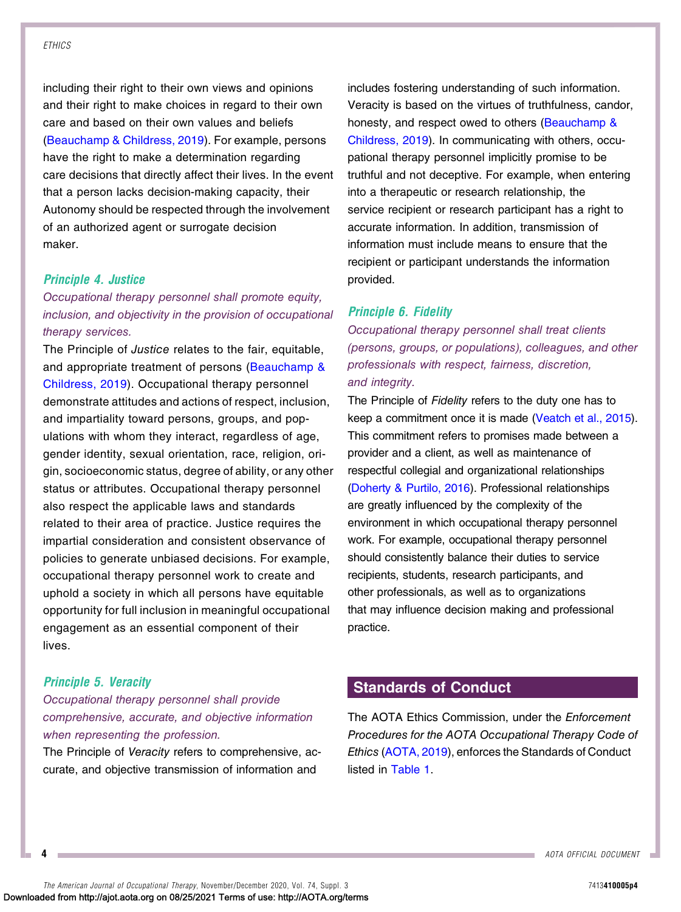including their right to their own views and opinions and their right to make choices in regard to their own care and based on their own values and beliefs (Beauchamp & Childress, 2019). For example, persons have the right to make a determination regarding care decisions that directly affect their lives. In the event that a person lacks decision-making capacity, their Autonomy should be respected through the involvement of an authorized agent or surrogate decision maker.

### *Principle 4. Justice*

*Occupational therapy personnel shall promote equity, inclusion, and objectivity in the provision of occupational therapy services.*

The Principle of *Justice* relates to the fair, equitable, and appropriate treatment of persons (Beauchamp & Childress, 2019). Occupational therapy personnel demonstrate attitudes and actions of respect, inclusion, and impartiality toward persons, groups, and populations with whom they interact, regardless of age, gender identity, sexual orientation, race, religion, origin, socioeconomic status, degree of ability, or any other status or attributes. Occupational therapy personnel also respect the applicable laws and standards related to their area of practice. Justice requires the impartial consideration and consistent observance of policies to generate unbiased decisions. For example, occupational therapy personnel work to create and uphold a society in which all persons have equitable opportunity for full inclusion in meaningful occupational engagement as an essential component of their lives.

### *Principle 5. Veracity*

*Occupational therapy personnel shall provide comprehensive, accurate, and objective information when representing the profession.*

The Principle of *Veracity* refers to comprehensive, accurate, and objective transmission of information and includes fostering understanding of such information. Veracity is based on the virtues of truthfulness, candor, honesty, and respect owed to others (Beauchamp & Childress, 2019). In communicating with others, occupational therapy personnel implicitly promise to be truthful and not deceptive. For example, when entering into a therapeutic or research relationship, the service recipient or research participant has a right to accurate information. In addition, transmission of information must include means to ensure that the recipient or participant understands the information provided.

### *Principle 6. Fidelity*

*Occupational therapy personnel shall treat clients (persons, groups, or populations), colleagues, and other professionals with respect, fairness, discretion, and integrity.*

The Principle of *Fidelity* refers to the duty one has to keep a commitment once it is made (Veatch et al., 2015). This commitment refers to promises made between a provider and a client, as well as maintenance of respectful collegial and organizational relationships (Doherty & Purtilo, 2016). Professional relationships are greatly influenced by the complexity of the environment in which occupational therapy personnel work. For example, occupational therapy personnel should consistently balance their duties to service recipients, students, research participants, and other professionals, as well as to organizations that may influence decision making and professional practice.

## Standards of Conduct

The AOTA Ethics Commission, under the *Enforcement Procedures for the AOTA Occupational Therapy Code of Ethics* (AOTA, 2019), enforces the Standards of Conduct listed in Table 1.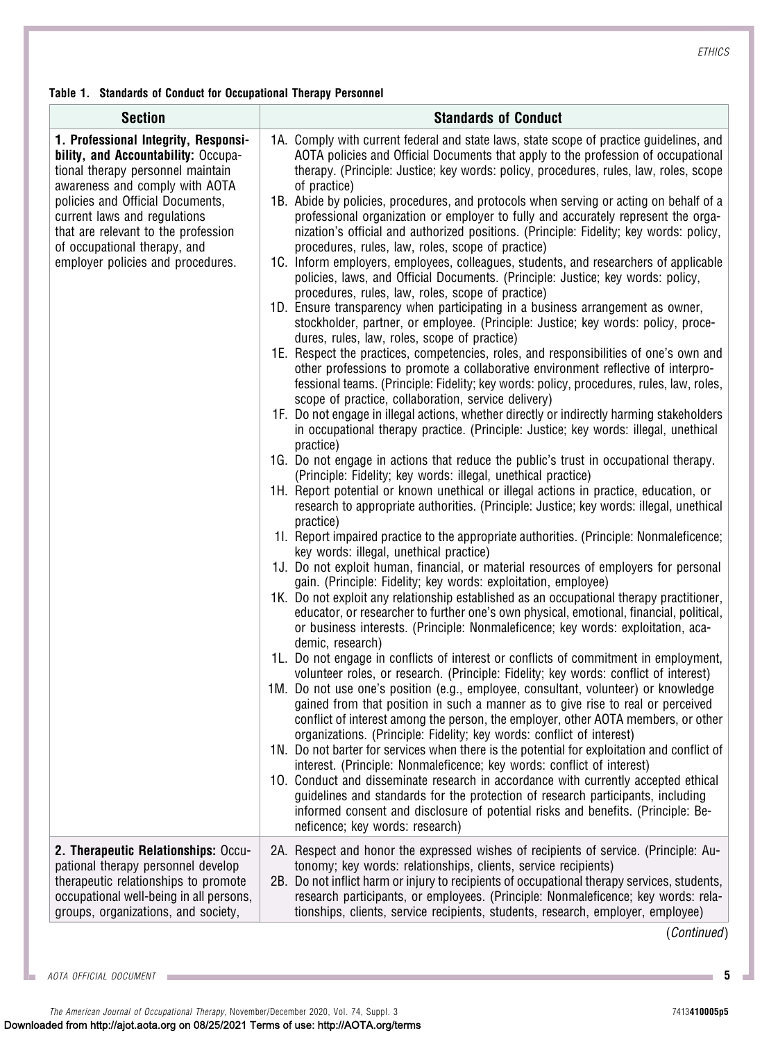**Table 1. Standards of Conduct for Occupational Therapy Personnel**

| Section | Standards of Conduct |
|---|---|
| **1. Professional Integrity, Responsibility, and Accountability:** Occupational therapy personnel maintain awareness and comply with AOTA policies and Official Documents, current laws and regulations that are relevant to the profession of occupational therapy, and employer policies and procedures. | 1A. Comply with current federal and state laws, state scope of practice guidelines, and AOTA policies and Official Documents that apply to the profession of occupational therapy. (Principle: Justice; key words: policy, procedures, rules, law, roles, scope of practice)<br>1B. Abide by policies, procedures, and protocols when serving or acting on behalf of a professional organization or employer to fully and accurately represent the organization's official and authorized positions. (Principle: Fidelity; key words: policy, procedures, rules, law, roles, scope of practice)<br>1C. Inform employers, employees, colleagues, students, and researchers of applicable policies, laws, and Official Documents. (Principle: Justice; key words: policy, procedures, rules, law, roles, scope of practice)<br>1D. Ensure transparency when participating in a business arrangement as owner, stockholder, partner, or employee. (Principle: Justice; key words: policy, procedures, rules, law, roles, scope of practice)<br>1E. Respect the practices, competencies, roles, and responsibilities of one's own and other professions to promote a collaborative environment reflective of interprofessional teams. (Principle: Fidelity; key words: policy, procedures, rules, law, roles, scope of practice, collaboration, service delivery)<br>1F. Do not engage in illegal actions, whether directly or indirectly harming stakeholders in occupational therapy practice. (Principle: Justice; key words: illegal, unethical practice)<br>1G. Do not engage in actions that reduce the public's trust in occupational therapy. (Principle: Fidelity; key words: illegal, unethical practice)<br>1H. Report potential or known unethical or illegal actions in practice, education, or research to appropriate authorities. (Principle: Justice; key words: illegal, unethical practice)<br>1I. Report impaired practice to the appropriate authorities. (Principle: Nonmaleficence; key words: illegal, unethical practice)<br>1J. Do not exploit human, financial, or material resources of employers for personal gain. (Principle: Fidelity; key words: exploitation, employee)<br>1K. Do not exploit any relationship established as an occupational therapy practitioner, educator, or researcher to further one's own physical, emotional, financial, political, or business interests. (Principle: Nonmaleficence; key words: exploitation, academic, research)<br>1L. Do not engage in conflicts of interest or conflicts of commitment in employment, volunteer roles, or research. (Principle: Fidelity; key words: conflict of interest)<br>1M. Do not use one's position (e.g., employee, consultant, volunteer) or knowledge gained from that position in such a manner as to give rise to real or perceived conflict of interest among the person, the employer, other AOTA members, or other organizations. (Principle: Fidelity; key words: conflict of interest)<br>1N. Do not barter for services when there is the potential for exploitation and conflict of interest. (Principle: Nonmaleficence; key words: conflict of interest)<br>1O. Conduct and disseminate research in accordance with currently accepted ethical guidelines and standards for the protection of research participants, including informed consent and disclosure of potential risks and benefits. (Principle: Beneficence; key words: research) |
| **2. Therapeutic Relationships:** Occupational therapy personnel develop therapeutic relationships to promote occupational well-being in all persons, groups, organizations, and society, | 2A. Respect and honor the expressed wishes of recipients of service. (Principle: Autonomy; key words: relationships, clients, service recipients)<br>2B. Do not inflict harm or injury to recipients of occupational therapy services, students, research participants, or employees. (Principle: Nonmaleficence; key words: relationships, clients, service recipients, students, research, employer, employee) |

(*Continued*)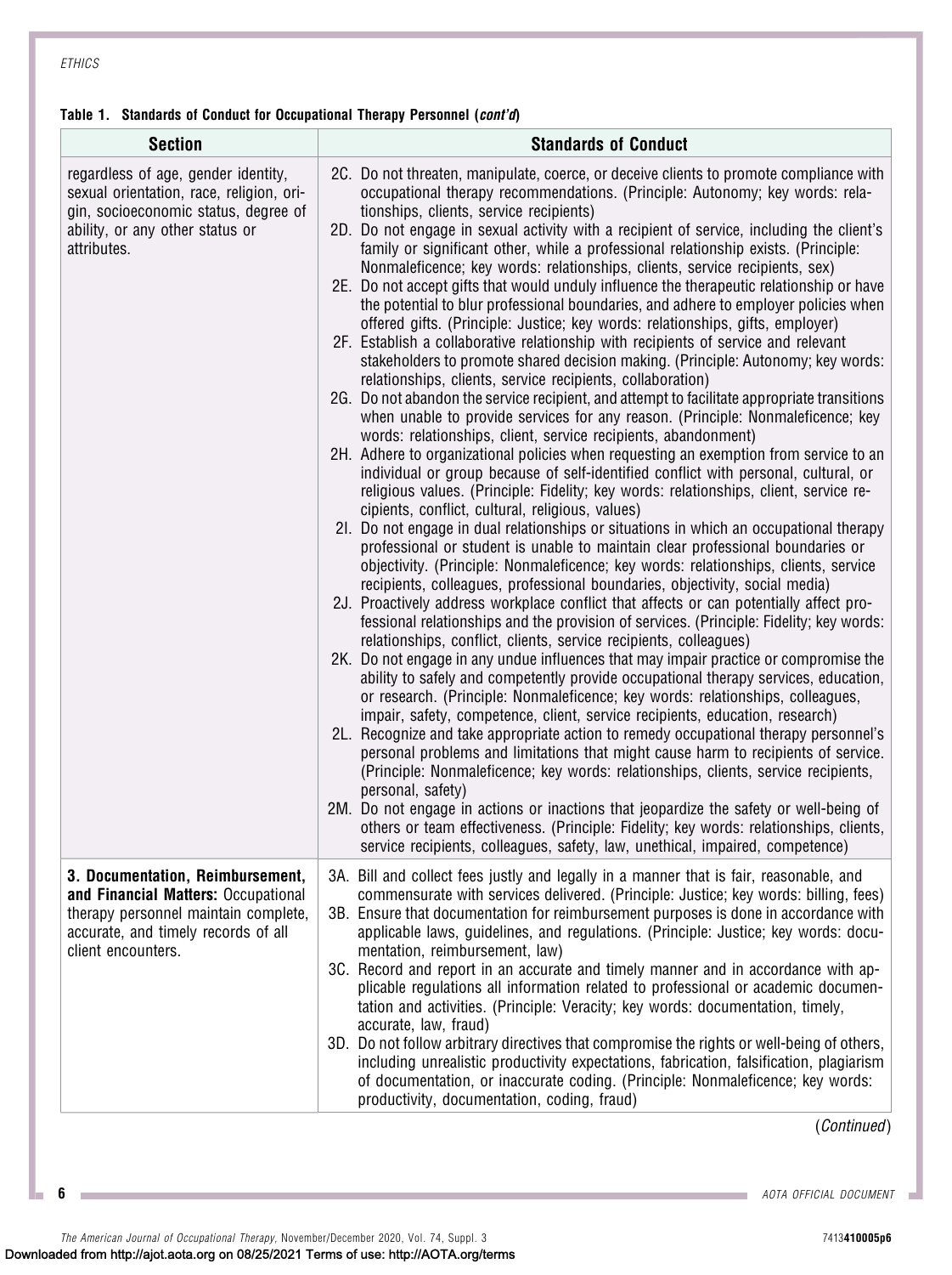**Table 1. Standards of Conduct for Occupational Therapy Personnel (*cont'd*)**

| Section | Standards of Conduct |
|---|---|
| regardless of age, gender identity, sexual orientation, race, religion, origin, socioeconomic status, degree of ability, or any other status or attributes. | 2C. Do not threaten, manipulate, coerce, or deceive clients to promote compliance with occupational therapy recommendations. (Principle: Autonomy; key words: relationships, clients, service recipients)<br>2D. Do not engage in sexual activity with a recipient of service, including the client's family or significant other, while a professional relationship exists. (Principle: Nonmaleficence; key words: relationships, clients, service recipients, sex)<br>2E. Do not accept gifts that would unduly influence the therapeutic relationship or have the potential to blur professional boundaries, and adhere to employer policies when offered gifts. (Principle: Justice; key words: relationships, gifts, employer)<br>2F. Establish a collaborative relationship with recipients of service and relevant stakeholders to promote shared decision making. (Principle: Autonomy; key words: relationships, clients, service recipients, collaboration)<br>2G. Do not abandon the service recipient, and attempt to facilitate appropriate transitions when unable to provide services for any reason. (Principle: Nonmaleficence; key words: relationships, client, service recipients, abandonment)<br>2H. Adhere to organizational policies when requesting an exemption from service to an individual or group because of self-identified conflict with personal, cultural, or religious values. (Principle: Fidelity; key words: relationships, client, service recipients, conflict, cultural, religious, values)<br>2I. Do not engage in dual relationships or situations in which an occupational therapy professional or student is unable to maintain clear professional boundaries or objectivity. (Principle: Nonmaleficence; key words: relationships, clients, service recipients, colleagues, professional boundaries, objectivity, social media)<br>2J. Proactively address workplace conflict that affects or can potentially affect professional relationships and the provision of services. (Principle: Fidelity; key words: relationships, conflict, clients, service recipients, colleagues)<br>2K. Do not engage in any undue influences that may impair practice or compromise the ability to safely and competently provide occupational therapy services, education, or research. (Principle: Nonmaleficence; key words: relationships, colleagues, impair, safety, competence, client, service recipients, education, research)<br>2L. Recognize and take appropriate action to remedy occupational therapy personnel's personal problems and limitations that might cause harm to recipients of service. (Principle: Nonmaleficence; key words: relationships, clients, service recipients, personal, safety)<br>2M. Do not engage in actions or inactions that jeopardize the safety or well-being of others or team effectiveness. (Principle: Fidelity; key words: relationships, clients, service recipients, colleagues, safety, law, unethical, impaired, competence) |
| **3. Documentation, Reimbursement, and Financial Matters:** Occupational therapy personnel maintain complete, accurate, and timely records of all client encounters. | 3A. Bill and collect fees justly and legally in a manner that is fair, reasonable, and commensurate with services delivered. (Principle: Justice; key words: billing, fees)<br>3B. Ensure that documentation for reimbursement purposes is done in accordance with applicable laws, guidelines, and regulations. (Principle: Justice; key words: documentation, reimbursement, law)<br>3C. Record and report in an accurate and timely manner and in accordance with applicable regulations all information related to professional or academic documentation and activities. (Principle: Veracity; key words: documentation, timely, accurate, law, fraud)<br>3D. Do not follow arbitrary directives that compromise the rights or well-being of others, including unrealistic productivity expectations, fabrication, falsification, plagiarism of documentation, or inaccurate coding. (Principle: Nonmaleficence; key words: productivity, documentation, coding, fraud) |

(*Continued*)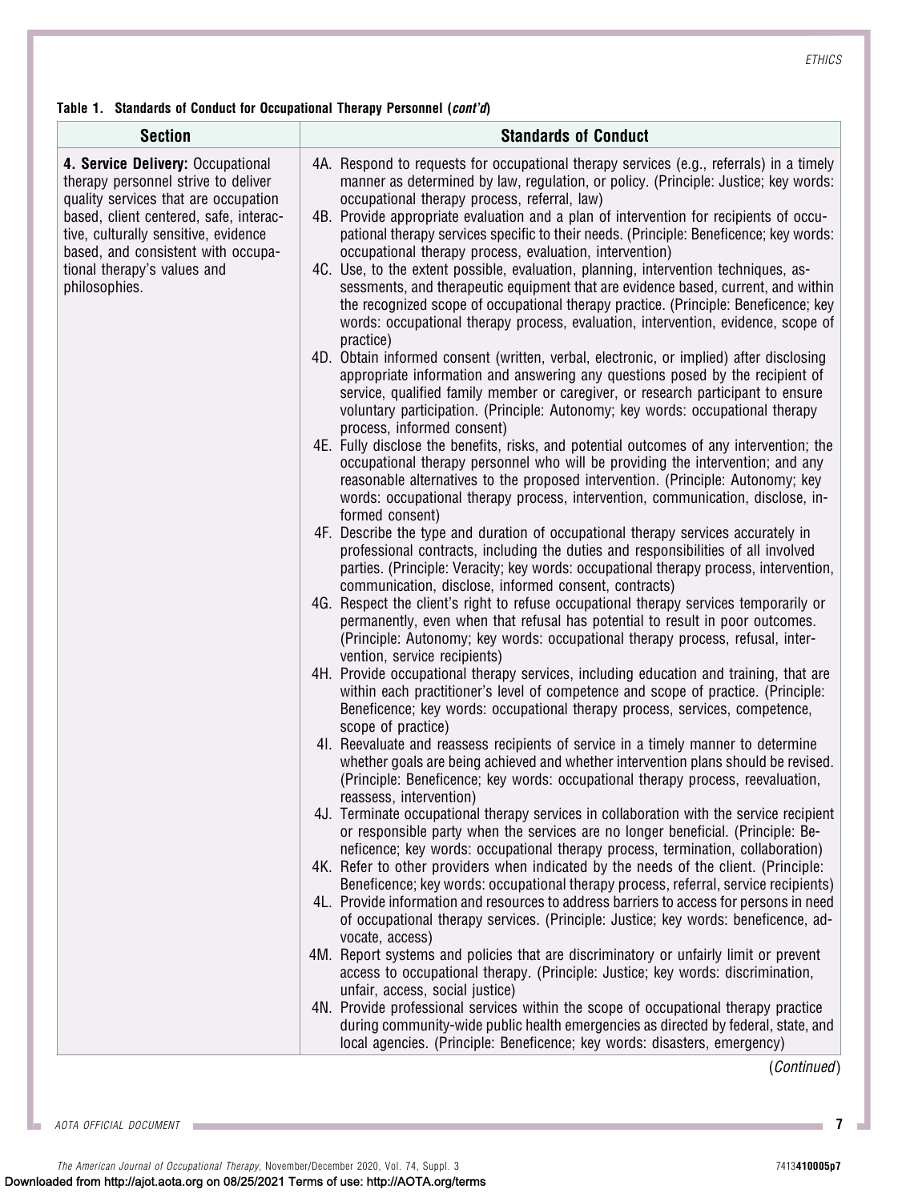**Table 1. Standards of Conduct for Occupational Therapy Personnel (*cont'd*)**

| Section | Standards of Conduct |
|---|---|
| **4. Service Delivery:** Occupational therapy personnel strive to deliver quality services that are occupation based, client centered, safe, interactive, culturally sensitive, evidence based, and consistent with occupational therapy's values and philosophies. | 4A. Respond to requests for occupational therapy services (e.g., referrals) in a timely manner as determined by law, regulation, or policy. (Principle: Justice; key words: occupational therapy process, referral, law)<br>4B. Provide appropriate evaluation and a plan of intervention for recipients of occupational therapy services specific to their needs. (Principle: Beneficence; key words: occupational therapy process, evaluation, intervention)<br>4C. Use, to the extent possible, evaluation, planning, intervention techniques, assessments, and therapeutic equipment that are evidence based, current, and within the recognized scope of occupational therapy practice. (Principle: Beneficence; key words: occupational therapy process, evaluation, intervention, evidence, scope of practice)<br>4D. Obtain informed consent (written, verbal, electronic, or implied) after disclosing appropriate information and answering any questions posed by the recipient of service, qualified family member or caregiver, or research participant to ensure voluntary participation. (Principle: Autonomy; key words: occupational therapy process, informed consent)<br>4E. Fully disclose the benefits, risks, and potential outcomes of any intervention; the occupational therapy personnel who will be providing the intervention; and any reasonable alternatives to the proposed intervention. (Principle: Autonomy; key words: occupational therapy process, intervention, communication, disclose, informed consent)<br>4F. Describe the type and duration of occupational therapy services accurately in professional contracts, including the duties and responsibilities of all involved parties. (Principle: Veracity; key words: occupational therapy process, intervention, communication, disclose, informed consent, contracts)<br>4G. Respect the client's right to refuse occupational therapy services temporarily or permanently, even when that refusal has potential to result in poor outcomes. (Principle: Autonomy; key words: occupational therapy process, refusal, intervention, service recipients)<br>4H. Provide occupational therapy services, including education and training, that are within each practitioner's level of competence and scope of practice. (Principle: Beneficence; key words: occupational therapy process, services, competence, scope of practice)<br>4I. Reevaluate and reassess recipients of service in a timely manner to determine whether goals are being achieved and whether intervention plans should be revised. (Principle: Beneficence; key words: occupational therapy process, reevaluation, reassess, intervention)<br>4J. Terminate occupational therapy services in collaboration with the service recipient or responsible party when the services are no longer beneficial. (Principle: Beneficence; key words: occupational therapy process, termination, collaboration)<br>4K. Refer to other providers when indicated by the needs of the client. (Principle: Beneficence; key words: occupational therapy process, referral, service recipients)<br>4L. Provide information and resources to address barriers to access for persons in need of occupational therapy services. (Principle: Justice; key words: beneficence, advocate, access)<br>4M. Report systems and policies that are discriminatory or unfairly limit or prevent access to occupational therapy. (Principle: Justice; key words: discrimination, unfair, access, social justice)<br>4N. Provide professional services within the scope of occupational therapy practice during community-wide public health emergencies as directed by federal, state, and local agencies. (Principle: Beneficence; key words: disasters, emergency) |

(*Continued*)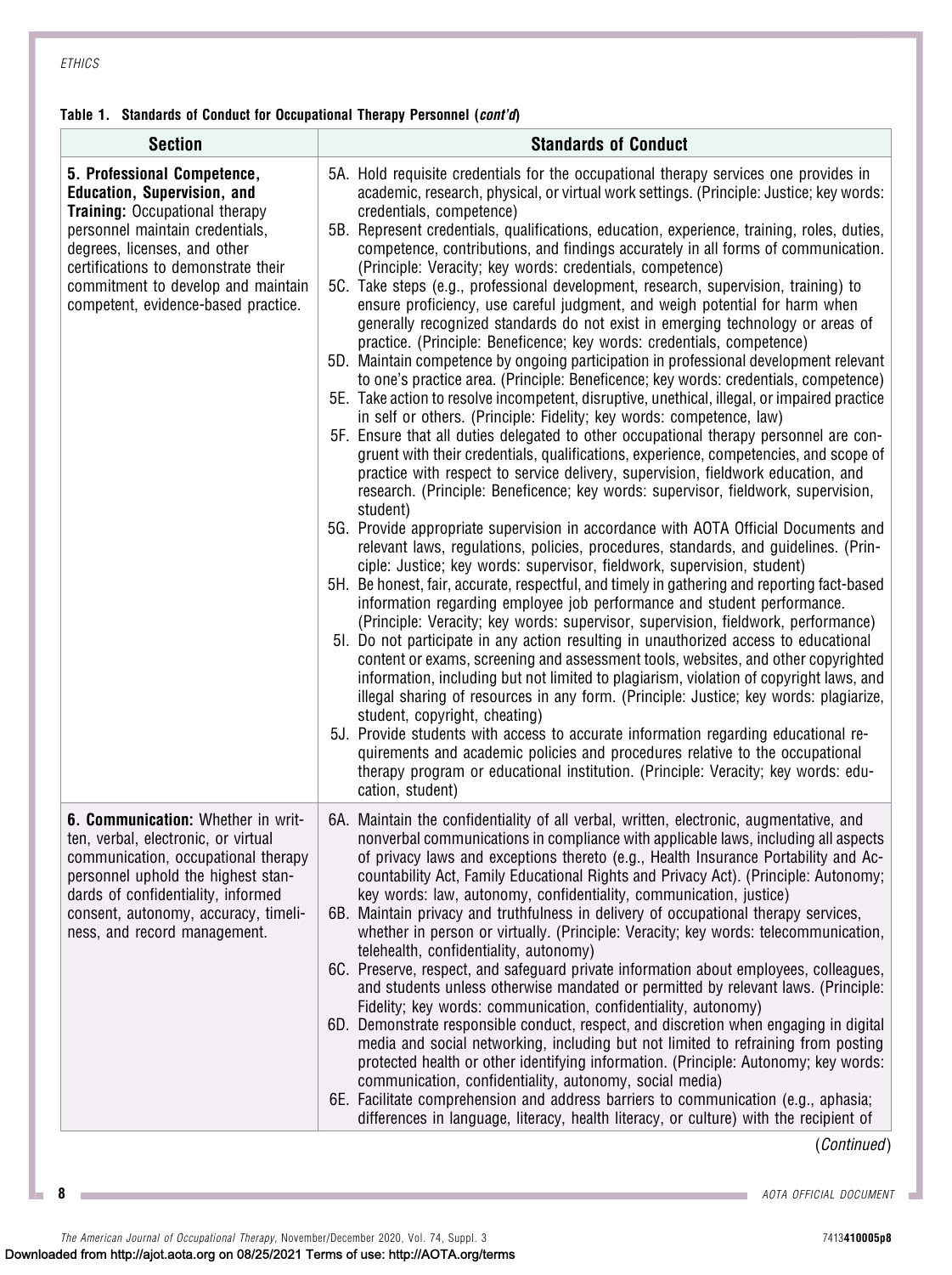**Table 1. Standards of Conduct for Occupational Therapy Personnel (*cont'd*)**

| Section | Standards of Conduct |
|---|---|
| **5. Professional Competence, Education, Supervision, and Training:** Occupational therapy personnel maintain credentials, degrees, licenses, and other certifications to demonstrate their commitment to develop and maintain competent, evidence-based practice. | 5A. Hold requisite credentials for the occupational therapy services one provides in academic, research, physical, or virtual work settings. (Principle: Justice; key words: credentials, competence)<br>5B. Represent credentials, qualifications, education, experience, training, roles, duties, competence, contributions, and findings accurately in all forms of communication. (Principle: Veracity; key words: credentials, competence)<br>5C. Take steps (e.g., professional development, research, supervision, training) to ensure proficiency, use careful judgment, and weigh potential for harm when generally recognized standards do not exist in emerging technology or areas of practice. (Principle: Beneficence; key words: credentials, competence)<br>5D. Maintain competence by ongoing participation in professional development relevant to one's practice area. (Principle: Beneficence; key words: credentials, competence)<br>5E. Take action to resolve incompetent, disruptive, unethical, illegal, or impaired practice in self or others. (Principle: Fidelity; key words: competence, law)<br>5F. Ensure that all duties delegated to other occupational therapy personnel are congruent with their credentials, qualifications, experience, competencies, and scope of practice with respect to service delivery, supervision, fieldwork education, and research. (Principle: Beneficence; key words: supervisor, fieldwork, supervision, student)<br>5G. Provide appropriate supervision in accordance with AOTA Official Documents and relevant laws, regulations, policies, procedures, standards, and guidelines. (Principle: Justice; key words: supervisor, fieldwork, supervision, student)<br>5H. Be honest, fair, accurate, respectful, and timely in gathering and reporting fact-based information regarding employee job performance and student performance. (Principle: Veracity; key words: supervisor, supervision, fieldwork, performance)<br>5I. Do not participate in any action resulting in unauthorized access to educational content or exams, screening and assessment tools, websites, and other copyrighted information, including but not limited to plagiarism, violation of copyright laws, and illegal sharing of resources in any form. (Principle: Justice; key words: plagiarize, student, copyright, cheating)<br>5J. Provide students with access to accurate information regarding educational requirements and academic policies and procedures relative to the occupational therapy program or educational institution. (Principle: Veracity; key words: education, student) |
| **6. Communication:** Whether in written, verbal, electronic, or virtual communication, occupational therapy personnel uphold the highest standards of confidentiality, informed consent, autonomy, accuracy, timeliness, and record management. | 6A. Maintain the confidentiality of all verbal, written, electronic, augmentative, and nonverbal communications in compliance with applicable laws, including all aspects of privacy laws and exceptions thereto (e.g., Health Insurance Portability and Accountability Act, Family Educational Rights and Privacy Act). (Principle: Autonomy; key words: law, autonomy, confidentiality, communication, justice)<br>6B. Maintain privacy and truthfulness in delivery of occupational therapy services, whether in person or virtually. (Principle: Veracity; key words: telecommunication, telehealth, confidentiality, autonomy)<br>6C. Preserve, respect, and safeguard private information about employees, colleagues, and students unless otherwise mandated or permitted by relevant laws. (Principle: Fidelity; key words: communication, confidentiality, autonomy)<br>6D. Demonstrate responsible conduct, respect, and discretion when engaging in digital media and social networking, including but not limited to refraining from posting protected health or other identifying information. (Principle: Autonomy; key words: communication, confidentiality, autonomy, social media)<br>6E. Facilitate comprehension and address barriers to communication (e.g., aphasia; differences in language, literacy, health literacy, or culture) with the recipient of |

(*Continued*)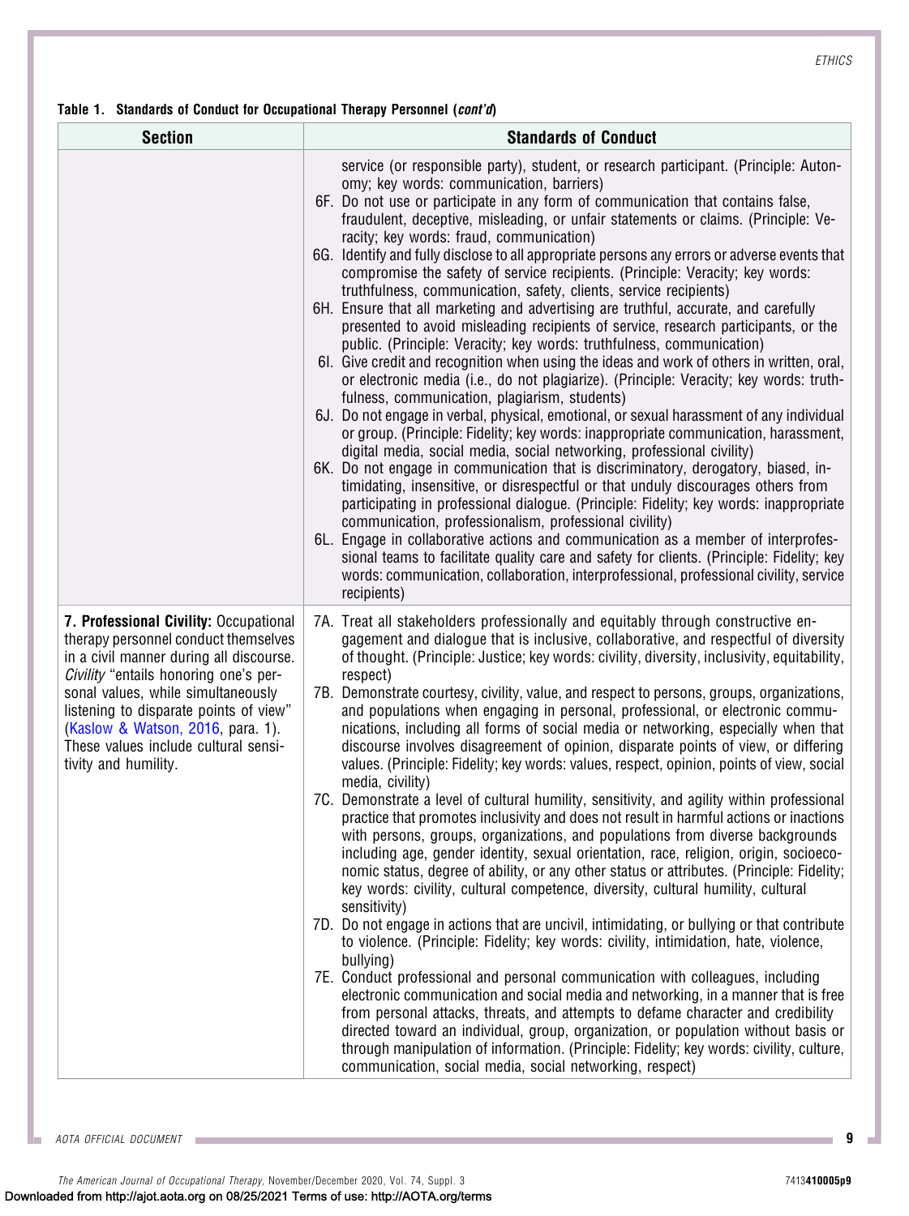**Table 1. Standards of Conduct for Occupational Therapy Personnel (*cont'd*)**

| Section | Standards of Conduct |
| --- | --- |
| | service (or responsible party), student, or research participant. (Principle: Autonomy; key words: communication, barriers)<br>6F. Do not use or participate in any form of communication that contains false, fraudulent, deceptive, misleading, or unfair statements or claims. (Principle: Veracity; key words: fraud, communication)<br>6G. Identify and fully disclose to all appropriate persons any errors or adverse events that compromise the safety of service recipients. (Principle: Veracity; key words: truthfulness, communication, safety, clients, service recipients)<br>6H. Ensure that all marketing and advertising are truthful, accurate, and carefully presented to avoid misleading recipients of service, research participants, or the public. (Principle: Veracity; key words: truthfulness, communication)<br>6I. Give credit and recognition when using the ideas and work of others in written, oral, or electronic media (i.e., do not plagiarize). (Principle: Veracity; key words: truthfulness, communication, plagiarism, students)<br>6J. Do not engage in verbal, physical, emotional, or sexual harassment of any individual or group. (Principle: Fidelity; key words: inappropriate communication, harassment, digital media, social media, social networking, professional civility)<br>6K. Do not engage in communication that is discriminatory, derogatory, biased, intimidating, insensitive, or disrespectful or that unduly discourages others from participating in professional dialogue. (Principle: Fidelity; key words: inappropriate communication, professionalism, professional civility)<br>6L. Engage in collaborative actions and communication as a member of interprofessional teams to facilitate quality care and safety for clients. (Principle: Fidelity; key words: communication, collaboration, interprofessional, professional civility, service recipients) |
| **7. Professional Civility:** Occupational therapy personnel conduct themselves in a civil manner during all discourse. *Civility* "entails honoring one's personal values, while simultaneously listening to disparate points of view" (Kaslow & Watson, 2016, para. 1). These values include cultural sensitivity and humility. | 7A. Treat all stakeholders professionally and equitably through constructive engagement and dialogue that is inclusive, collaborative, and respectful of diversity of thought. (Principle: Justice; key words: civility, diversity, inclusivity, equitability, respect)<br>7B. Demonstrate courtesy, civility, value, and respect to persons, groups, organizations, and populations when engaging in personal, professional, or electronic communications, including all forms of social media or networking, especially when that discourse involves disagreement of opinion, disparate points of view, or differing values. (Principle: Fidelity; key words: values, respect, opinion, points of view, social media, civility)<br>7C. Demonstrate a level of cultural humility, sensitivity, and agility within professional practice that promotes inclusivity and does not result in harmful actions or inactions with persons, groups, organizations, and populations from diverse backgrounds including age, gender identity, sexual orientation, race, religion, origin, socioeconomic status, degree of ability, or any other status or attributes. (Principle: Fidelity; key words: civility, cultural competence, diversity, cultural humility, cultural sensitivity)<br>7D. Do not engage in actions that are uncivil, intimidating, or bullying or that contribute to violence. (Principle: Fidelity; key words: civility, intimidation, hate, violence, bullying)<br>7E. Conduct professional and personal communication with colleagues, including electronic communication and social media and networking, in a manner that is free from personal attacks, threats, and attempts to defame character and credibility directed toward an individual, group, organization, or population without basis or through manipulation of information. (Principle: Fidelity; key words: civility, culture, communication, social media, social networking, respect) |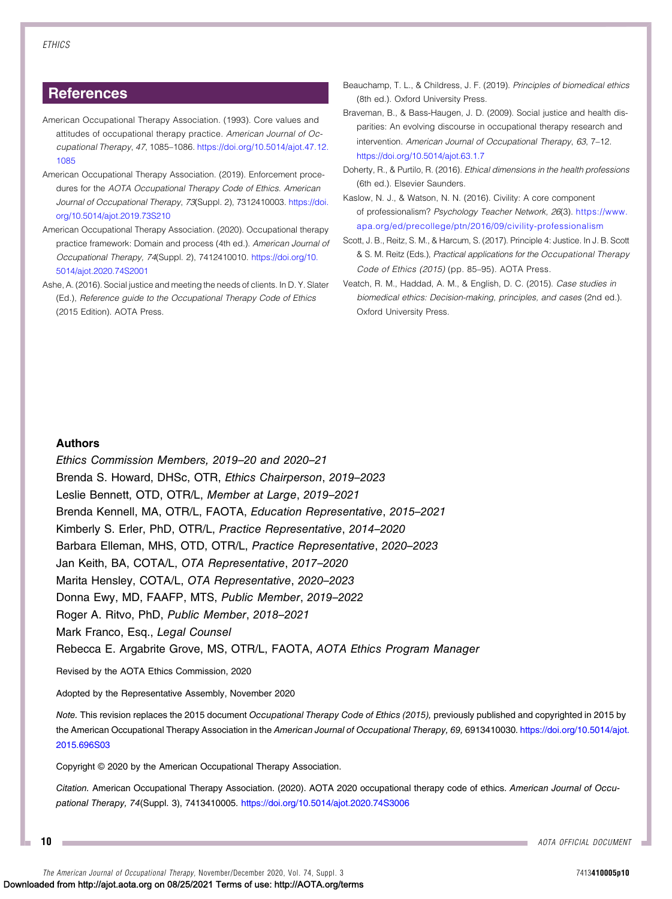## References

American Occupational Therapy Association. (1993). Core values and attitudes of occupational therapy practice. *American Journal of Occupational Therapy*, *47*, 1085–1086. https://doi.org/10.5014/ajot.47.12.1085

American Occupational Therapy Association. (2019). Enforcement procedures for the *AOTA Occupational Therapy Code of Ethics*. *American Journal of Occupational Therapy*, *73*(Suppl. 2), 7312410003. https://doi.org/10.5014/ajot.2019.73S210

American Occupational Therapy Association. (2020). Occupational therapy practice framework: Domain and process (4th ed.). *American Journal of Occupational Therapy, 74*(Suppl. 2), 7412410010. https://doi.org/10.5014/ajot.2020.74S2001

Ashe, A. (2016). Social justice and meeting the needs of clients. In D. Y. Slater (Ed.), *Reference guide to the Occupational Therapy Code of Ethics* (2015 Edition). AOTA Press.

Beauchamp, T. L., & Childress, J. F. (2019). *Principles of biomedical ethics* (8th ed.). Oxford University Press.

Braveman, B., & Bass-Haugen, J. D. (2009). Social justice and health disparities: An evolving discourse in occupational therapy research and intervention. *American Journal of Occupational Therapy*, *63*, 7–12. https://doi.org/10.5014/ajot.63.1.7

Doherty, R., & Purtilo, R. (2016). *Ethical dimensions in the health professions* (6th ed.). Elsevier Saunders.

Kaslow, N. J., & Watson, N. N. (2016). Civility: A core component of professionalism? *Psychology Teacher Network, 26*(3). https://www.apa.org/ed/precollege/ptn/2016/09/civility-professionalism

Scott, J. B., Reitz, S. M., & Harcum, S. (2017). Principle 4: Justice. In J. B. Scott & S. M. Reitz (Eds.), *Practical applications for the Occupational Therapy Code of Ethics (2015)* (pp. 85–95). AOTA Press.

Veatch, R. M., Haddad, A. M., & English, D. C. (2015). *Case studies in biomedical ethics: Decision-making, principles, and cases* (2nd ed.). Oxford University Press.

### Authors

*Ethics Commission Members, 2019–20 and 2020–21*

Brenda S. Howard, DHSc, OTR, *Ethics Chairperson*, *2019–2023*

Leslie Bennett, OTD, OTR/L, *Member at Large*, *2019–2021*

Brenda Kennell, MA, OTR/L, FAOTA, *Education Representative*, *2015–2021*

Kimberly S. Erler, PhD, OTR/L, *Practice Representative*, *2014–2020*

Barbara Elleman, MHS, OTD, OTR/L, *Practice Representative*, *2020–2023*

Jan Keith, BA, COTA/L, *OTA Representative*, *2017–2020*

Marita Hensley, COTA/L, *OTA Representative*, *2020–2023*

Donna Ewy, MD, FAAFP, MTS, *Public Member*, *2019–2022*

Roger A. Ritvo, PhD, *Public Member*, *2018–2021*

Mark Franco, Esq., *Legal Counsel*

Rebecca E. Argabrite Grove, MS, OTR/L, FAOTA, *AOTA Ethics Program Manager*

Revised by the AOTA Ethics Commission, 2020

Adopted by the Representative Assembly, November 2020

*Note.* This revision replaces the 2015 document *Occupational Therapy Code of Ethics (2015),* previously published and copyrighted in 2015 by the American Occupational Therapy Association in the *American Journal of Occupational Therapy, 69,* 6913410030. https://doi.org/10.5014/ajot.2015.696S03

Copyright © 2020 by the American Occupational Therapy Association.

*Citation.* American Occupational Therapy Association. (2020). AOTA 2020 occupational therapy code of ethics. *American Journal of Occupational Therapy, 74*(Suppl. 3), 7413410005. https://doi.org/10.5014/ajot.2020.74S3006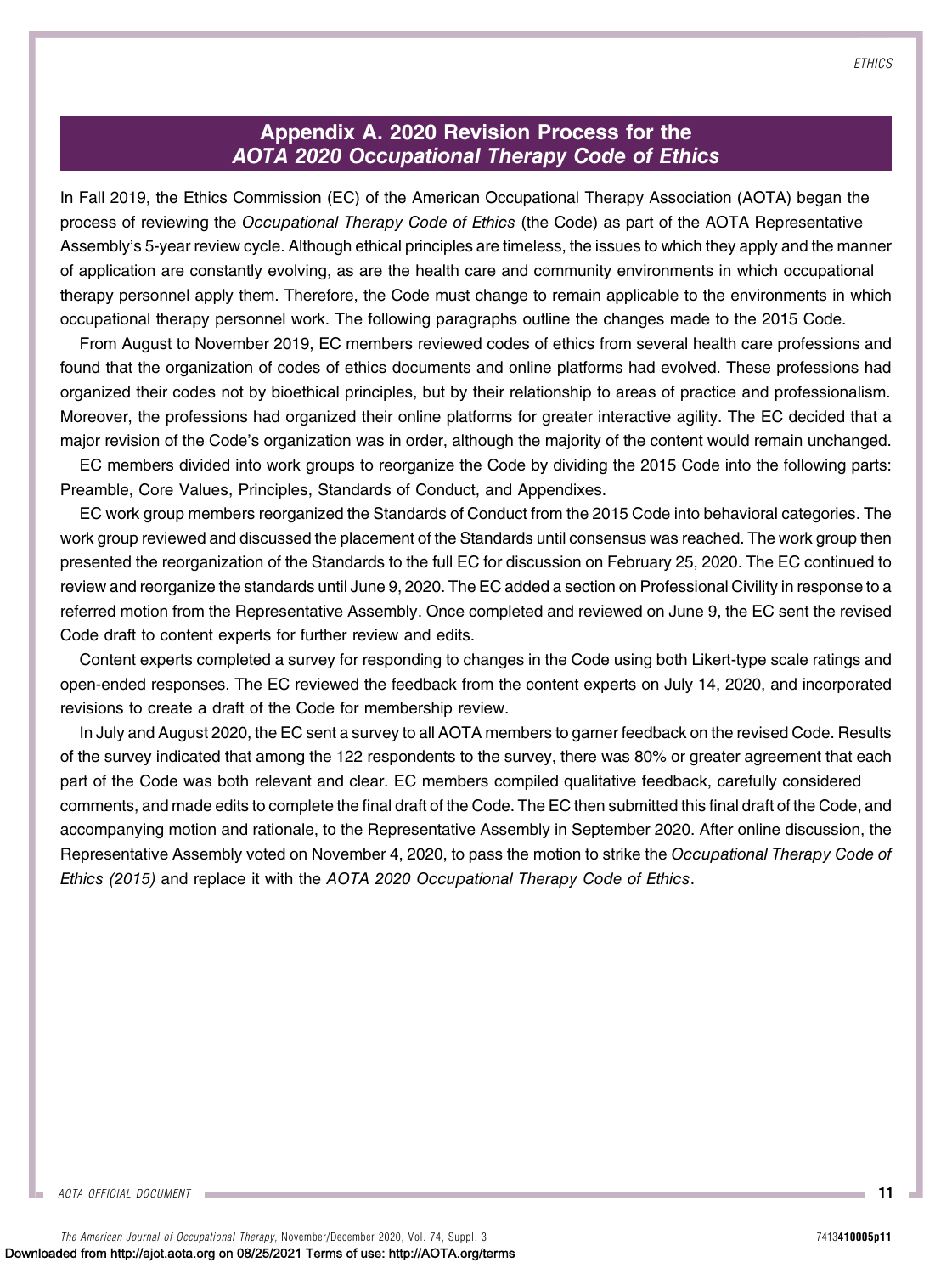## Appendix A. 2020 Revision Process for the *AOTA 2020 Occupational Therapy Code of Ethics*

In Fall 2019, the Ethics Commission (EC) of the American Occupational Therapy Association (AOTA) began the process of reviewing the *Occupational Therapy Code of Ethics* (the Code) as part of the AOTA Representative Assembly's 5-year review cycle. Although ethical principles are timeless, the issues to which they apply and the manner of application are constantly evolving, as are the health care and community environments in which occupational therapy personnel apply them. Therefore, the Code must change to remain applicable to the environments in which occupational therapy personnel work. The following paragraphs outline the changes made to the 2015 Code.

From August to November 2019, EC members reviewed codes of ethics from several health care professions and found that the organization of codes of ethics documents and online platforms had evolved. These professions had organized their codes not by bioethical principles, but by their relationship to areas of practice and professionalism. Moreover, the professions had organized their online platforms for greater interactive agility. The EC decided that a major revision of the Code's organization was in order, although the majority of the content would remain unchanged.

EC members divided into work groups to reorganize the Code by dividing the 2015 Code into the following parts: Preamble, Core Values, Principles, Standards of Conduct, and Appendixes.

EC work group members reorganized the Standards of Conduct from the 2015 Code into behavioral categories. The work group reviewed and discussed the placement of the Standards until consensus was reached. The work group then presented the reorganization of the Standards to the full EC for discussion on February 25, 2020. The EC continued to review and reorganize the standards until June 9, 2020. The EC added a section on Professional Civility in response to a referred motion from the Representative Assembly. Once completed and reviewed on June 9, the EC sent the revised Code draft to content experts for further review and edits.

Content experts completed a survey for responding to changes in the Code using both Likert-type scale ratings and open-ended responses. The EC reviewed the feedback from the content experts on July 14, 2020, and incorporated revisions to create a draft of the Code for membership review.

In July and August 2020, the EC sent a survey to all AOTA members to garner feedback on the revised Code. Results of the survey indicated that among the 122 respondents to the survey, there was 80% or greater agreement that each part of the Code was both relevant and clear. EC members compiled qualitative feedback, carefully considered comments, and made edits to complete the final draft of the Code. The EC then submitted this final draft of the Code, and accompanying motion and rationale, to the Representative Assembly in September 2020. After online discussion, the Representative Assembly voted on November 4, 2020, to pass the motion to strike the *Occupational Therapy Code of Ethics (2015)* and replace it with the *AOTA 2020 Occupational Therapy Code of Ethics*.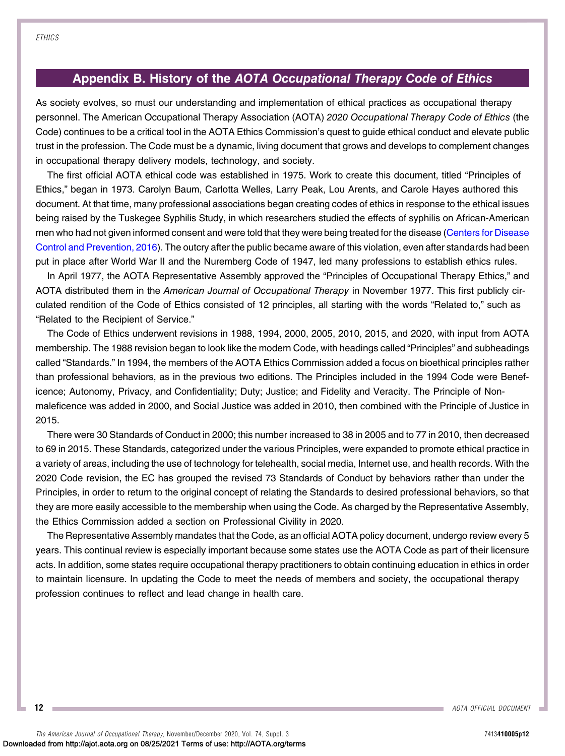## Appendix B. History of the *AOTA Occupational Therapy Code of Ethics*

As society evolves, so must our understanding and implementation of ethical practices as occupational therapy personnel. The American Occupational Therapy Association (AOTA) *2020 Occupational Therapy Code of Ethics* (the Code) continues to be a critical tool in the AOTA Ethics Commission's quest to guide ethical conduct and elevate public trust in the profession. The Code must be a dynamic, living document that grows and develops to complement changes in occupational therapy delivery models, technology, and society.

The first official AOTA ethical code was established in 1975. Work to create this document, titled "Principles of Ethics," began in 1973. Carolyn Baum, Carlotta Welles, Larry Peak, Lou Arents, and Carole Hayes authored this document. At that time, many professional associations began creating codes of ethics in response to the ethical issues being raised by the Tuskegee Syphilis Study, in which researchers studied the effects of syphilis on African-American men who had not given informed consent and were told that they were being treated for the disease (Centers for Disease Control and Prevention, 2016). The outcry after the public became aware of this violation, even after standards had been put in place after World War II and the Nuremberg Code of 1947, led many professions to establish ethics rules.

In April 1977, the AOTA Representative Assembly approved the "Principles of Occupational Therapy Ethics," and AOTA distributed them in the *American Journal of Occupational Therapy* in November 1977. This first publicly circulated rendition of the Code of Ethics consisted of 12 principles, all starting with the words "Related to," such as "Related to the Recipient of Service."

The Code of Ethics underwent revisions in 1988, 1994, 2000, 2005, 2010, 2015, and 2020, with input from AOTA membership. The 1988 revision began to look like the modern Code, with headings called "Principles" and subheadings called "Standards." In 1994, the members of the AOTA Ethics Commission added a focus on bioethical principles rather than professional behaviors, as in the previous two editions. The Principles included in the 1994 Code were Beneficence; Autonomy, Privacy, and Confidentiality; Duty; Justice; and Fidelity and Veracity. The Principle of Nonmaleficence was added in 2000, and Social Justice was added in 2010, then combined with the Principle of Justice in 2015.

There were 30 Standards of Conduct in 2000; this number increased to 38 in 2005 and to 77 in 2010, then decreased to 69 in 2015. These Standards, categorized under the various Principles, were expanded to promote ethical practice in a variety of areas, including the use of technology for telehealth, social media, Internet use, and health records. With the 2020 Code revision, the EC has grouped the revised 73 Standards of Conduct by behaviors rather than under the Principles, in order to return to the original concept of relating the Standards to desired professional behaviors, so that they are more easily accessible to the membership when using the Code. As charged by the Representative Assembly, the Ethics Commission added a section on Professional Civility in 2020.

The Representative Assembly mandates that the Code, as an official AOTA policy document, undergo review every 5 years. This continual review is especially important because some states use the AOTA Code as part of their licensure acts. In addition, some states require occupational therapy practitioners to obtain continuing education in ethics in order to maintain licensure. In updating the Code to meet the needs of members and society, the occupational therapy profession continues to reflect and lead change in health care.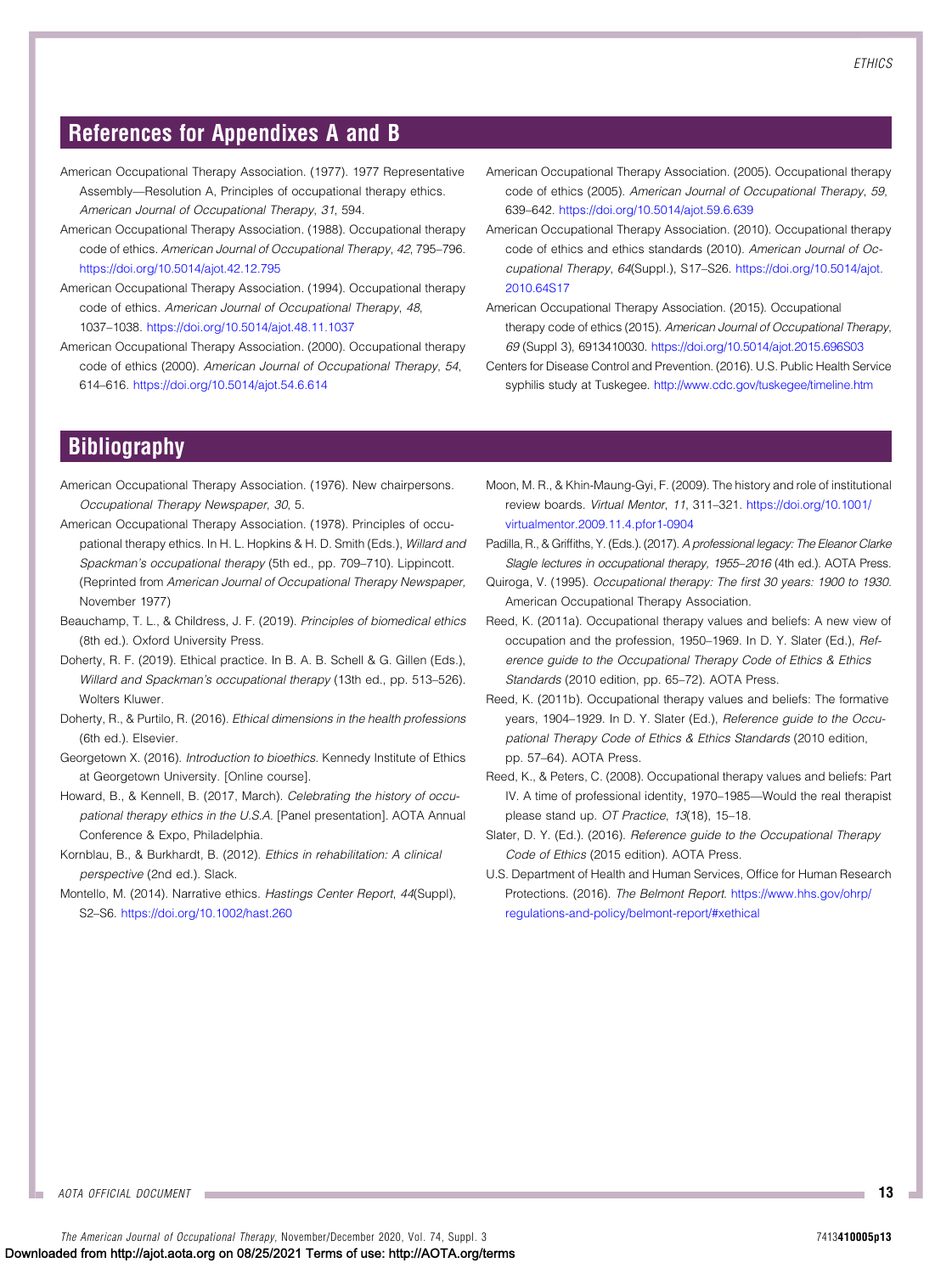## References for Appendixes A and B

American Occupational Therapy Association. (1977). 1977 Representative Assembly—Resolution A, Principles of occupational therapy ethics. *American Journal of Occupational Therapy*, *31*, 594.

American Occupational Therapy Association. (1988). Occupational therapy code of ethics. *American Journal of Occupational Therapy*, *42*, 795–796. https://doi.org/10.5014/ajot.42.12.795

American Occupational Therapy Association. (1994). Occupational therapy code of ethics. *American Journal of Occupational Therapy*, *48*, 1037–1038. https://doi.org/10.5014/ajot.48.11.1037

American Occupational Therapy Association. (2000). Occupational therapy code of ethics (2000). *American Journal of Occupational Therapy*, *54*, 614–616. https://doi.org/10.5014/ajot.54.6.614

American Occupational Therapy Association. (2005). Occupational therapy code of ethics (2005). *American Journal of Occupational Therapy*, *59*, 639–642. https://doi.org/10.5014/ajot.59.6.639

American Occupational Therapy Association. (2010). Occupational therapy code of ethics and ethics standards (2010). *American Journal of Occupational Therapy*, *64*(Suppl.), S17–S26. https://doi.org/10.5014/ajot.2010.64S17

American Occupational Therapy Association. (2015). Occupational therapy code of ethics (2015). *American Journal of Occupational Therapy*, *69* (Suppl 3), 6913410030. https://doi.org/10.5014/ajot.2015.696S03

Centers for Disease Control and Prevention. (2016). U.S. Public Health Service syphilis study at Tuskegee. http://www.cdc.gov/tuskegee/timeline.htm

## Bibliography

American Occupational Therapy Association. (1976). New chairpersons. *Occupational Therapy Newspaper*, *30*, 5.

American Occupational Therapy Association. (1978). Principles of occupational therapy ethics. In H. L. Hopkins & H. D. Smith (Eds.), *Willard and Spackman's occupational therapy* (5th ed., pp. 709–710). Lippincott. (Reprinted from *American Journal of Occupational Therapy Newspaper*, November 1977)

Beauchamp, T. L., & Childress, J. F. (2019). *Principles of biomedical ethics* (8th ed.). Oxford University Press.

Doherty, R. F. (2019). Ethical practice. In B. A. B. Schell & G. Gillen (Eds.), *Willard and Spackman's occupational therapy* (13th ed., pp. 513–526). Wolters Kluwer.

Doherty, R., & Purtilo, R. (2016). *Ethical dimensions in the health professions* (6th ed.). Elsevier.

Georgetown X. (2016). *Introduction to bioethics*. Kennedy Institute of Ethics at Georgetown University. [Online course].

Howard, B., & Kennell, B. (2017, March). *Celebrating the history of occupational therapy ethics in the U.S.A.* [Panel presentation]. AOTA Annual Conference & Expo, Philadelphia.

Kornblau, B., & Burkhardt, B. (2012). *Ethics in rehabilitation: A clinical perspective* (2nd ed.). Slack.

Montello, M. (2014). Narrative ethics. *Hastings Center Report*, *44*(Suppl), S2–S6. https://doi.org/10.1002/hast.260

Moon, M. R., & Khin-Maung-Gyi, F. (2009). The history and role of institutional review boards. *Virtual Mentor*, *11*, 311–321. https://doi.org/10.1001/virtualmentor.2009.11.4.pfor1-0904

Padilla, R., & Griffiths, Y. (Eds.). (2017). *A professional legacy: The Eleanor Clarke Slagle lectures in occupational therapy, 1955–2016* (4th ed.). AOTA Press.

Quiroga, V. (1995). *Occupational therapy: The first 30 years: 1900 to 1930*. American Occupational Therapy Association.

Reed, K. (2011a). Occupational therapy values and beliefs: A new view of occupation and the profession, 1950–1969. In D. Y. Slater (Ed.), *Reference guide to the Occupational Therapy Code of Ethics & Ethics Standards* (2010 edition, pp. 65–72). AOTA Press.

Reed, K. (2011b). Occupational therapy values and beliefs: The formative years, 1904–1929. In D. Y. Slater (Ed.), *Reference guide to the Occupational Therapy Code of Ethics & Ethics Standards* (2010 edition, pp. 57–64). AOTA Press.

Reed, K., & Peters, C. (2008). Occupational therapy values and beliefs: Part IV. A time of professional identity, 1970–1985—Would the real therapist please stand up. *OT Practice*, *13*(18), 15–18.

Slater, D. Y. (Ed.). (2016). *Reference guide to the Occupational Therapy Code of Ethics* (2015 edition). AOTA Press.

U.S. Department of Health and Human Services, Office for Human Research Protections. (2016). *The Belmont Report*. https://www.hhs.gov/ohrp/regulations-and-policy/belmont-report/#xethical